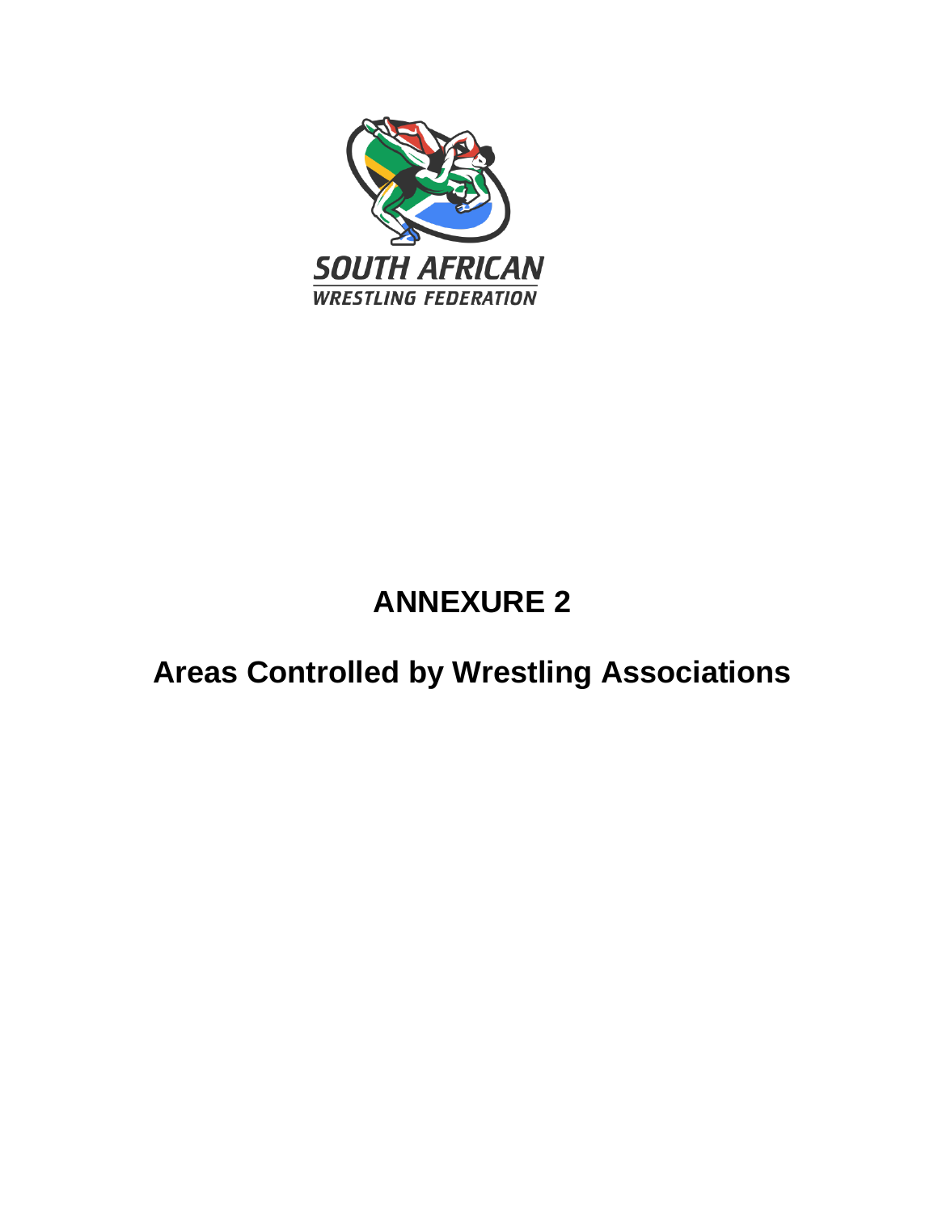SOUTH AFRICAN
WRESTLING FEDERATION

# ANNEXURE 2

## Areas Controlled by Wrestling Associations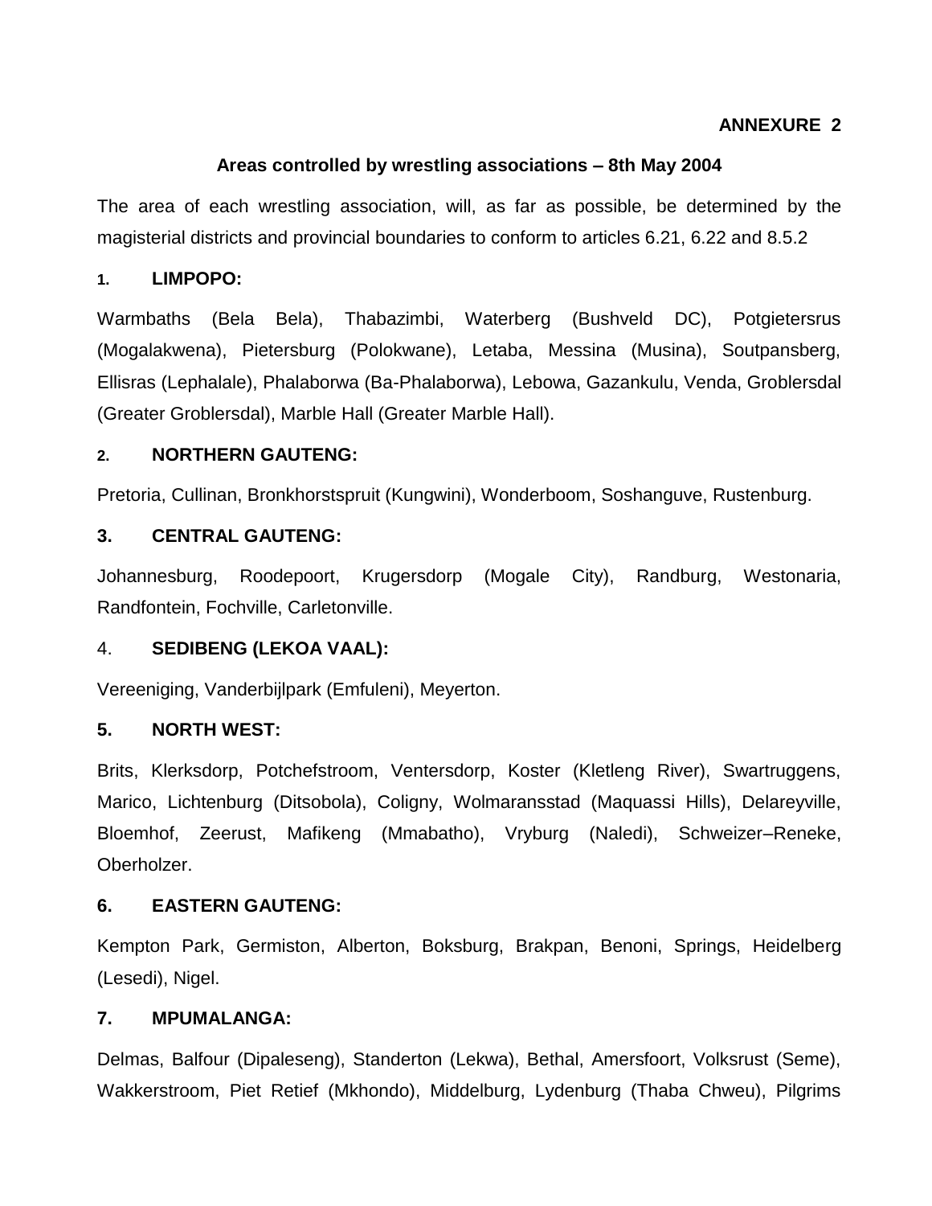**ANNEXURE 2**

**Areas controlled by wrestling associations – 8th May 2004**

The area of each wrestling association, will, as far as possible, be determined by the magisterial districts and provincial boundaries to conform to articles 6.21, 6.22 and 8.5.2

**1. LIMPOPO:**

Warmbaths (Bela Bela), Thabazimbi, Waterberg (Bushveld DC), Potgietersrus (Mogalakwena), Pietersburg (Polokwane), Letaba, Messina (Musina), Soutpansberg, Ellisras (Lephalale), Phalaborwa (Ba-Phalaborwa), Lebowa, Gazankulu, Venda, Groblersdal (Greater Groblersdal), Marble Hall (Greater Marble Hall).

**2. NORTHERN GAUTENG:**

Pretoria, Cullinan, Bronkhorstspruit (Kungwini), Wonderboom, Soshanguve, Rustenburg.

**3. CENTRAL GAUTENG:**

Johannesburg, Roodepoort, Krugersdorp (Mogale City), Randburg, Westonaria, Randfontein, Fochville, Carletonville.

4. **SEDIBENG (LEKOA VAAL):**

Vereeniging, Vanderbijlpark (Emfuleni), Meyerton.

**5. NORTH WEST:**

Brits, Klerksdorp, Potchefstroom, Ventersdorp, Koster (Kletleng River), Swartruggens, Marico, Lichtenburg (Ditsobola), Coligny, Wolmaransstad (Maquassi Hills), Delareyville, Bloemhof, Zeerust, Mafikeng (Mmabatho), Vryburg (Naledi), Schweizer–Reneke, Oberholzer.

**6. EASTERN GAUTENG:**

Kempton Park, Germiston, Alberton, Boksburg, Brakpan, Benoni, Springs, Heidelberg (Lesedi), Nigel.

**7. MPUMALANGA:**

Delmas, Balfour (Dipaleseng), Standerton (Lekwa), Bethal, Amersfoort, Volksrust (Seme), Wakkerstroom, Piet Retief (Mkhondo), Middelburg, Lydenburg (Thaba Chweu), Pilgrims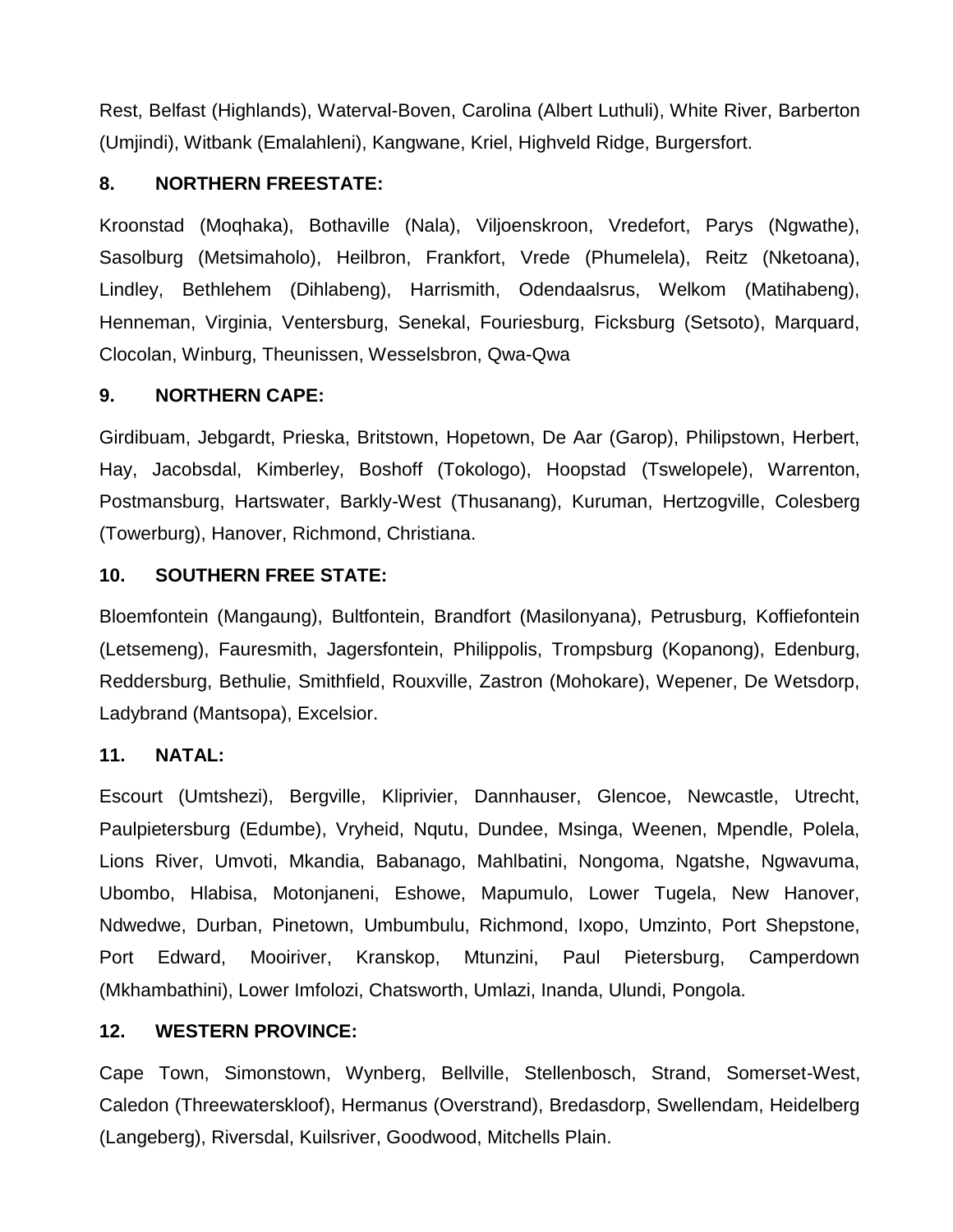Rest, Belfast (Highlands), Waterval-Boven, Carolina (Albert Luthuli), White River, Barberton (Umjindi), Witbank (Emalahleni), Kangwane, Kriel, Highveld Ridge, Burgersfort.

**8. NORTHERN FREESTATE:**

Kroonstad (Moqhaka), Bothaville (Nala), Viljoenskroon, Vredefort, Parys (Ngwathe), Sasolburg (Metsimaholo), Heilbron, Frankfort, Vrede (Phumelela), Reitz (Nketoana), Lindley, Bethlehem (Dihlabeng), Harrismith, Odendaalsrus, Welkom (Matihabeng), Henneman, Virginia, Ventersburg, Senekal, Fouriesburg, Ficksburg (Setsoto), Marquard, Clocolan, Winburg, Theunissen, Wesselsbron, Qwa-Qwa

**9. NORTHERN CAPE:**

Girdibuam, Jebgardt, Prieska, Britstown, Hopetown, De Aar (Garop), Philipstown, Herbert, Hay, Jacobsdal, Kimberley, Boshoff (Tokologo), Hoopstad (Tswelopele), Warrenton, Postmansburg, Hartswater, Barkly-West (Thusanang), Kuruman, Hertzogville, Colesberg (Towerburg), Hanover, Richmond, Christiana.

**10. SOUTHERN FREE STATE:**

Bloemfontein (Mangaung), Bultfontein, Brandfort (Masilonyana), Petrusburg, Koffiefontein (Letsemeng), Fauresmith, Jagersfontein, Philippolis, Trompsburg (Kopanong), Edenburg, Reddersburg, Bethulie, Smithfield, Rouxville, Zastron (Mohokare), Wepener, De Wetsdorp, Ladybrand (Mantsopa), Excelsior.

**11. NATAL:**

Escourt (Umtshezi), Bergville, Kliprivier, Dannhauser, Glencoe, Newcastle, Utrecht, Paulpietersburg (Edumbe), Vryheid, Nqutu, Dundee, Msinga, Weenen, Mpendle, Polela, Lions River, Umvoti, Mkandia, Babanago, Mahlbatini, Nongoma, Ngatshe, Ngwavuma, Ubombo, Hlabisa, Motonjaneni, Eshowe, Mapumulo, Lower Tugela, New Hanover, Ndwedwe, Durban, Pinetown, Umbumbulu, Richmond, Ixopo, Umzinto, Port Shepstone, Port Edward, Mooiriver, Kranskop, Mtunzini, Paul Pietersburg, Camperdown (Mkhambathini), Lower Imfolozi, Chatsworth, Umlazi, Inanda, Ulundi, Pongola.

**12. WESTERN PROVINCE:**

Cape Town, Simonstown, Wynberg, Bellville, Stellenbosch, Strand, Somerset-West, Caledon (Threewaterskloof), Hermanus (Overstrand), Bredasdorp, Swellendam, Heidelberg (Langeberg), Riversdal, Kuilsriver, Goodwood, Mitchells Plain.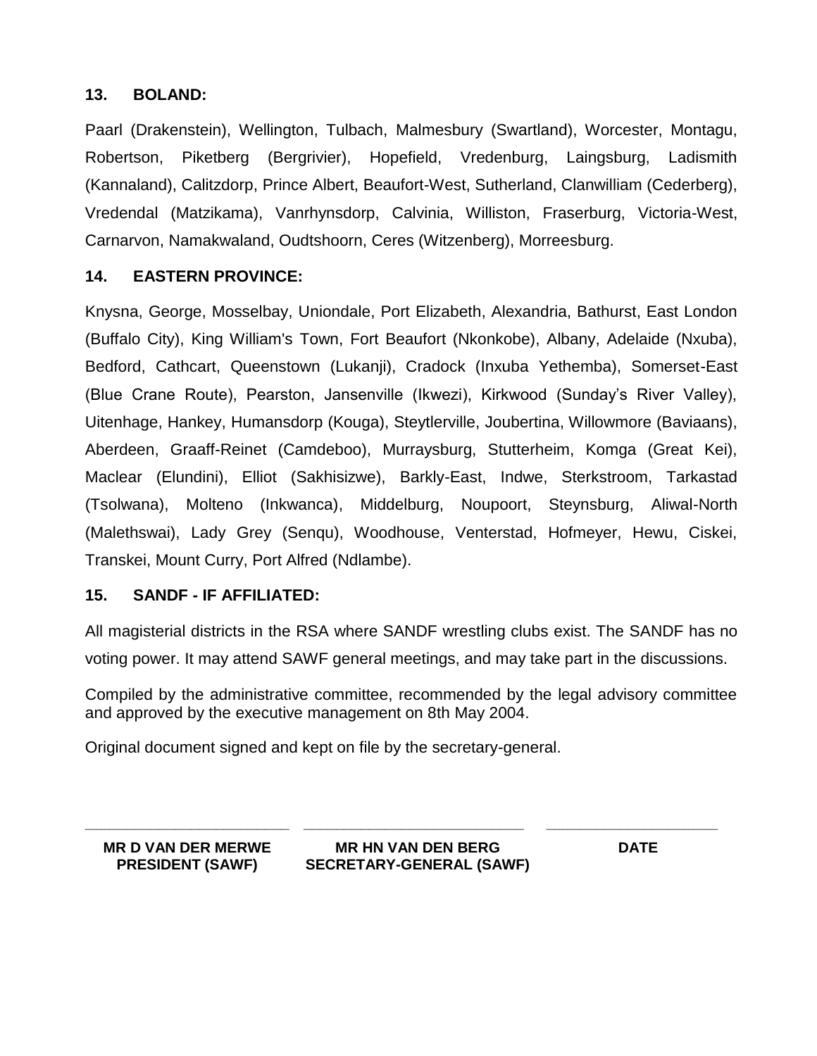**13. BOLAND:**

Paarl (Drakenstein), Wellington, Tulbach, Malmesbury (Swartland), Worcester, Montagu, Robertson, Piketberg (Bergrivier), Hopefield, Vredenburg, Laingsburg, Ladismith (Kannaland), Calitzdorp, Prince Albert, Beaufort-West, Sutherland, Clanwilliam (Cederberg), Vredendal (Matzikama), Vanrhynsdorp, Calvinia, Williston, Fraserburg, Victoria-West, Carnarvon, Namakwaland, Oudtshoorn, Ceres (Witzenberg), Morreesburg.

**14. EASTERN PROVINCE:**

Knysna, George, Mosselbay, Uniondale, Port Elizabeth, Alexandria, Bathurst, East London (Buffalo City), King William's Town, Fort Beaufort (Nkonkobe), Albany, Adelaide (Nxuba), Bedford, Cathcart, Queenstown (Lukanji), Cradock (Inxuba Yethemba), Somerset-East (Blue Crane Route), Pearston, Jansenville (Ikwezi), Kirkwood (Sunday's River Valley), Uitenhage, Hankey, Humansdorp (Kouga), Steytlerville, Joubertina, Willowmore (Baviaans), Aberdeen, Graaff-Reinet (Camdeboo), Murraysburg, Stutterheim, Komga (Great Kei), Maclear (Elundini), Elliot (Sakhisizwe), Barkly-East, Indwe, Sterkstroom, Tarkastad (Tsolwana), Molteno (Inkwanca), Middelburg, Noupoort, Steynsburg, Aliwal-North (Malethswai), Lady Grey (Senqu), Woodhouse, Venterstad, Hofmeyer, Hewu, Ciskei, Transkei, Mount Curry, Port Alfred (Ndlambe).

**15. SANDF - IF AFFILIATED:**

All magisterial districts in the RSA where SANDF wrestling clubs exist. The SANDF has no voting power. It may attend SAWF general meetings, and may take part in the discussions.

Compiled by the administrative committee, recommended by the legal advisory committee and approved by the executive management on 8th May 2004.

Original document signed and kept on file by the secretary-general.

| | | |
|---|---|---|
| _______________________ | _______________________ | _______________________ |
| **MR D VAN DER MERWE**<br>**PRESIDENT (SAWF)** | **MR HN VAN DEN BERG**<br>**SECRETARY-GENERAL (SAWF)** | **DATE** |